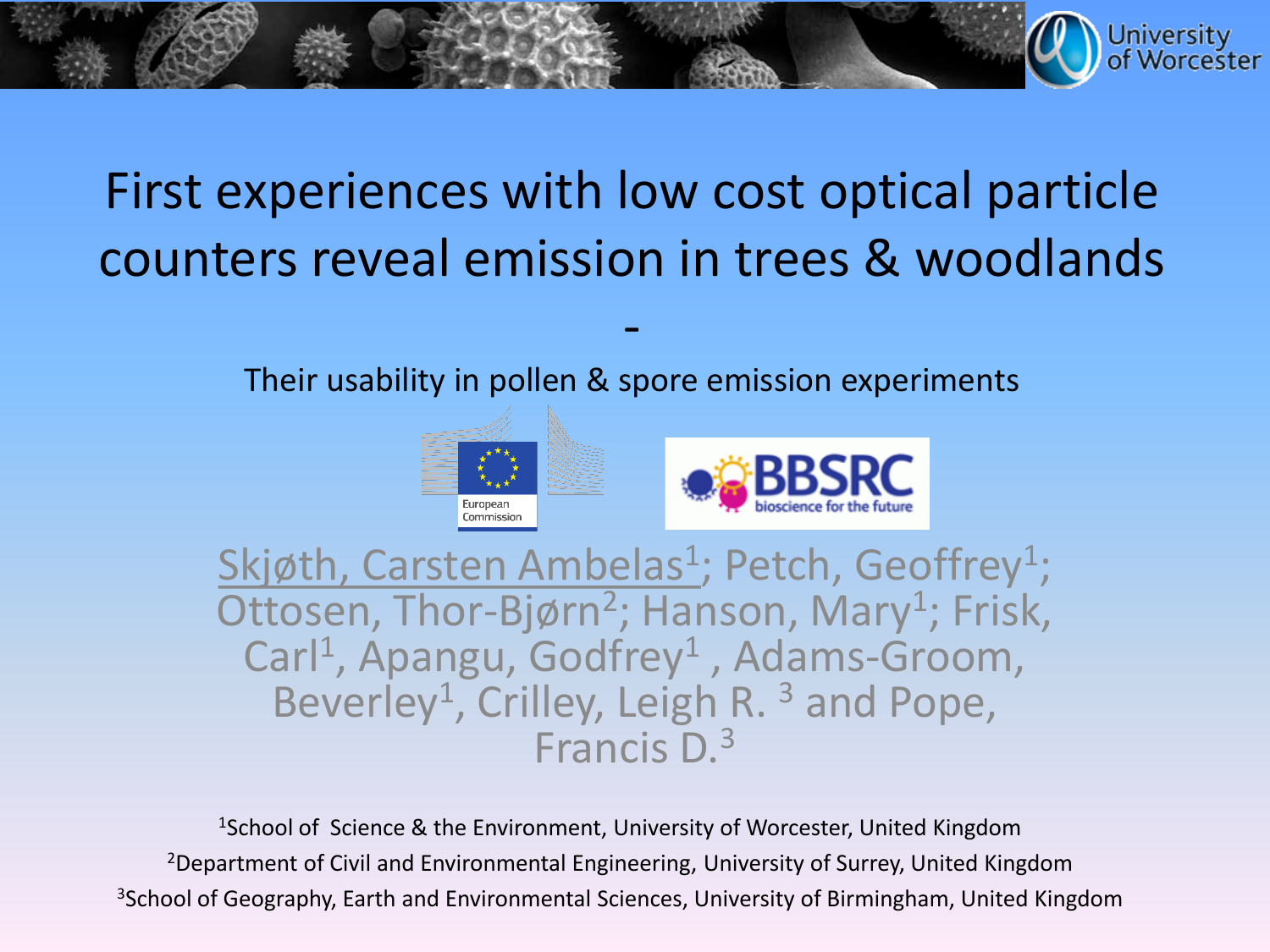# First experiences with low cost optical particle counters reveal emission in trees & woodlands

-

Their usability in pollen & spore emission experiments

Skjøth, Carsten Ambelas[1]; Petch, Geoffrey[1]; Ottosen, Thor-Bjørn[2]; Hanson, Mary[1]; Frisk, Carl[1], Apangu, Godfrey[1] , Adams-Groom, Beverley[1], Crilley, Leigh R. [3] and Pope, Francis D.[3]

[1]School of Science & the Environment, University of Worcester, United Kingdom

[2]Department of Civil and Environmental Engineering, University of Surrey, United Kingdom

[3]School of Geography, Earth and Environmental Sciences, University of Birmingham, United Kingdom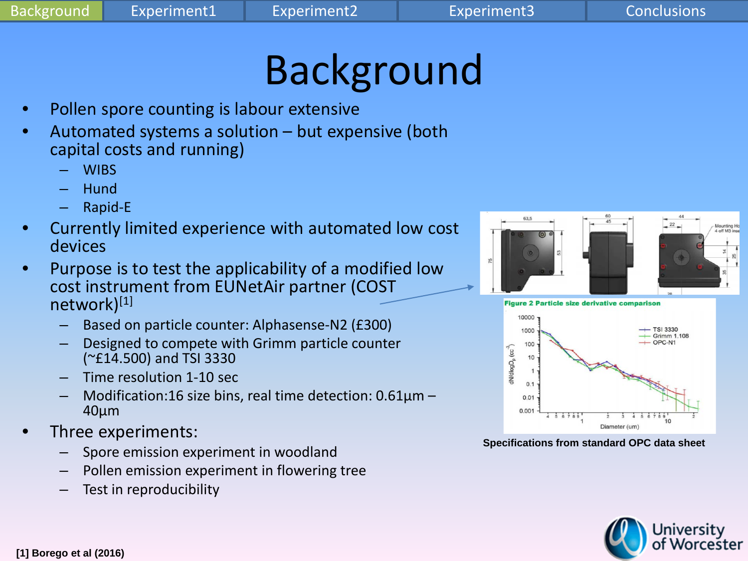Background | Experiment1 | Experiment2 | Experiment3 | Conclusions

# Background

- Pollen spore counting is labour extensive
- Automated systems a solution – but expensive (both capital costs and running)
  - WIBS
  - Hund
  - Rapid-E
- Currently limited experience with automated low cost devices
- Purpose is to test the applicability of a modified low cost instrument from EUNetAir partner (COST network)[1]
  - Based on particle counter: Alphasense-N2 (£300)
  - Designed to compete with Grimm particle counter (~£14.500) and TSI 3330
  - Time resolution 1-10 sec
  - Modification:16 size bins, real time detection: 0.61µm – 40µm
- Three experiments:
  - Spore emission experiment in woodland
  - Pollen emission experiment in flowering tree
  - Test in reproducibility

Figure 2 Particle size derivative comparison

Specifications from standard OPC data sheet

[1] Borego et al (2016)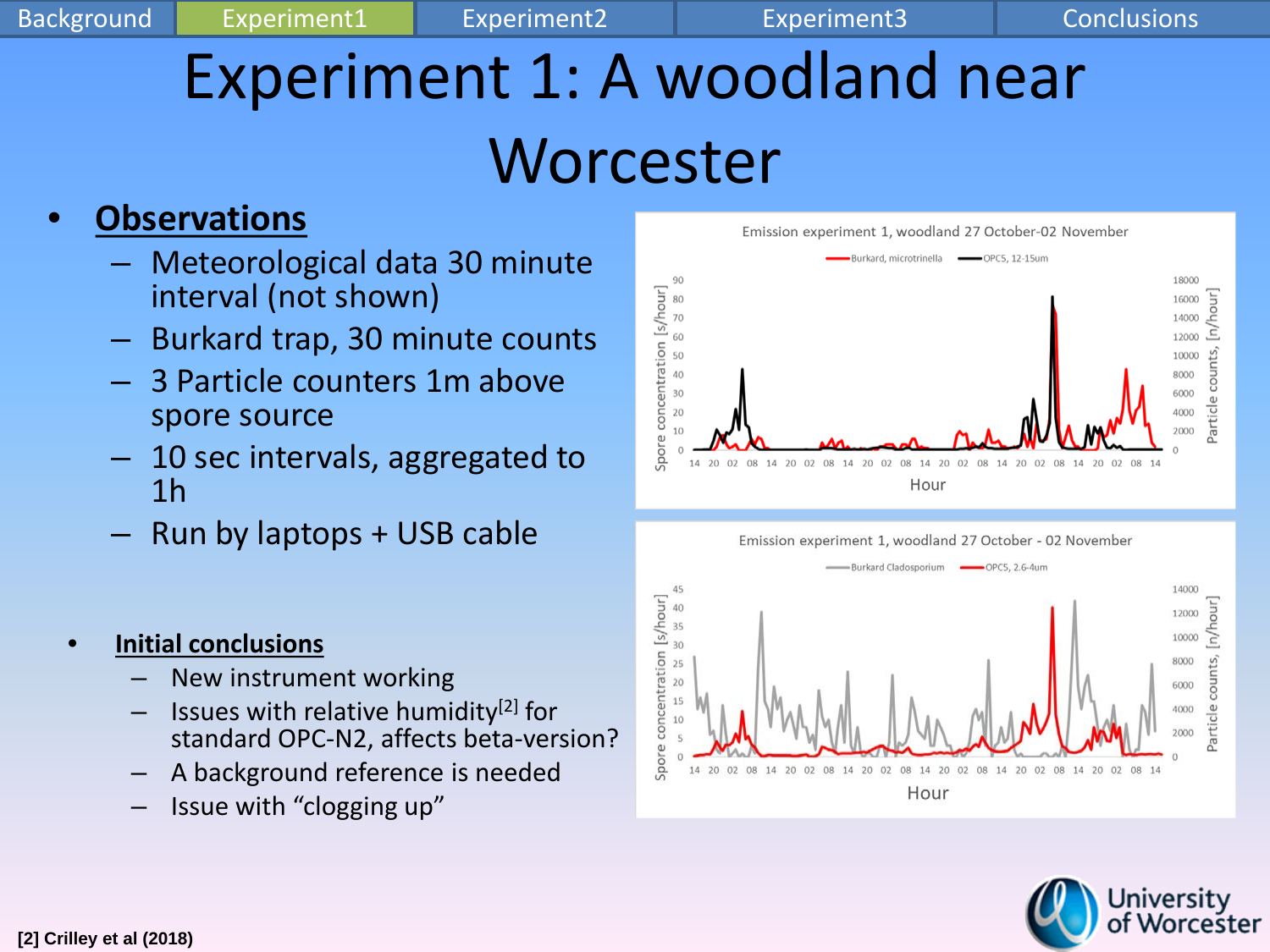Background | Experiment1 | Experiment2 | Experiment3 | Conclusions

# Experiment 1: A woodland near Worcester

- **Observations**
  - Meteorological data 30 minute interval (not shown)
  - Burkard trap, 30 minute counts
  - 3 Particle counters 1m above spore source
  - 10 sec intervals, aggregated to 1h
  - Run by laptops + USB cable

- **Initial conclusions**
  - New instrument working
  - Issues with relative humidity[2] for standard OPC-N2, affects beta-version?
  - A background reference is needed
  - Issue with "clogging up"

Emission experiment 1, woodland 27 October-02 November

Emission experiment 1, woodland 27 October - 02 November

[2] Crilley et al (2018)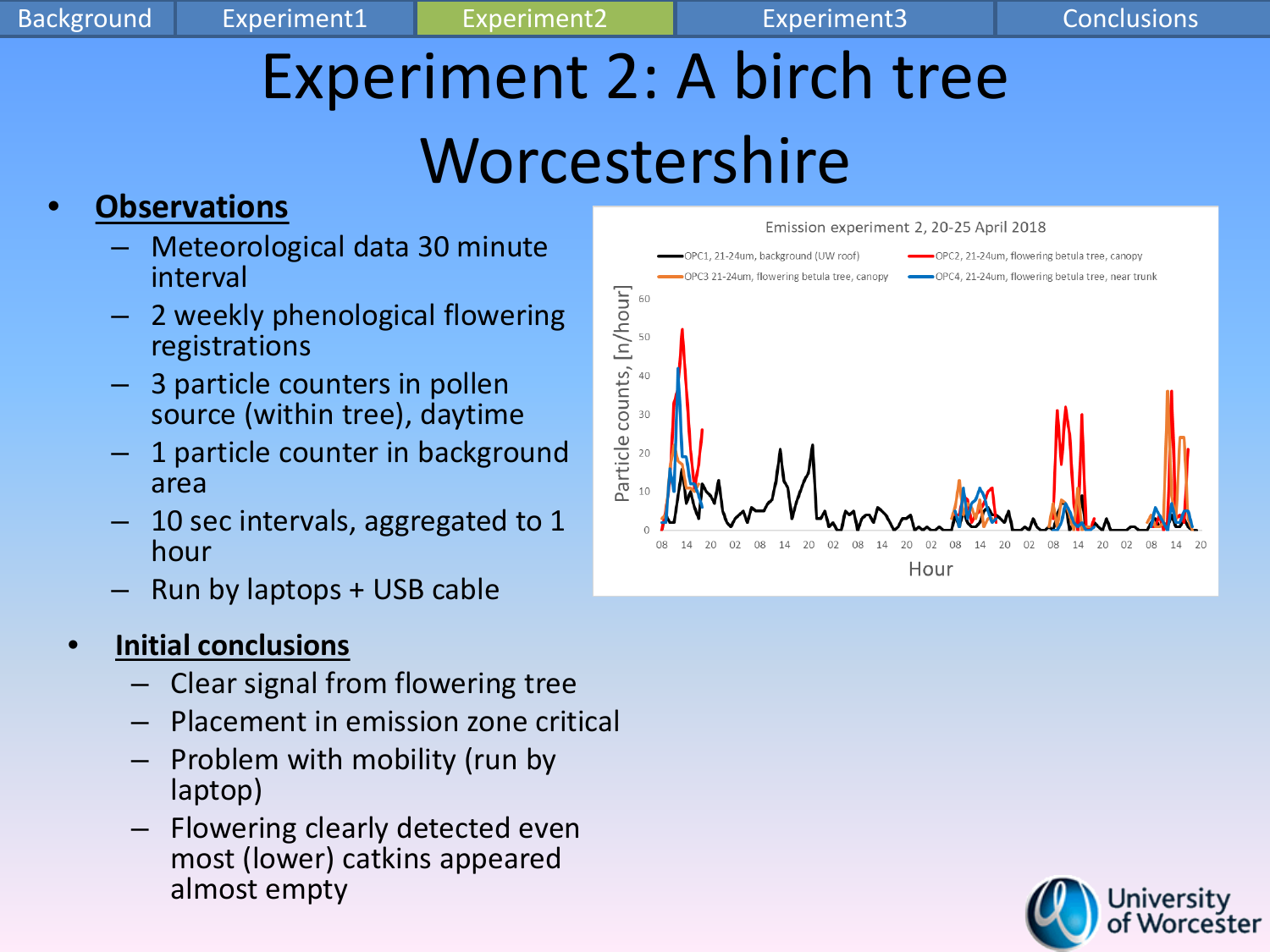Background | Experiment1 | Experiment2 | Experiment3 | Conclusions

# Experiment 2: A birch tree Worcestershire

- **Observations**
  - Meteorological data 30 minute interval
  - 2 weekly phenological flowering registrations
  - 3 particle counters in pollen source (within tree), daytime
  - 1 particle counter in background area
  - 10 sec intervals, aggregated to 1 hour
  - Run by laptops + USB cable

Emission experiment 2, 20-25 April 2018

OPC1, 21-24um, background (UW roof) — OPC2, 21-24um, flowering betula tree, canopy — OPC3 21-24um, flowering betula tree, canopy — OPC4, 21-24um, flowering betula tree, near trunk

Particle counts, [n/hour] vs Hour

- **Initial conclusions**
  - Clear signal from flowering tree
  - Placement in emission zone critical
  - Problem with mobility (run by laptop)
  - Flowering clearly detected even most (lower) catkins appeared almost empty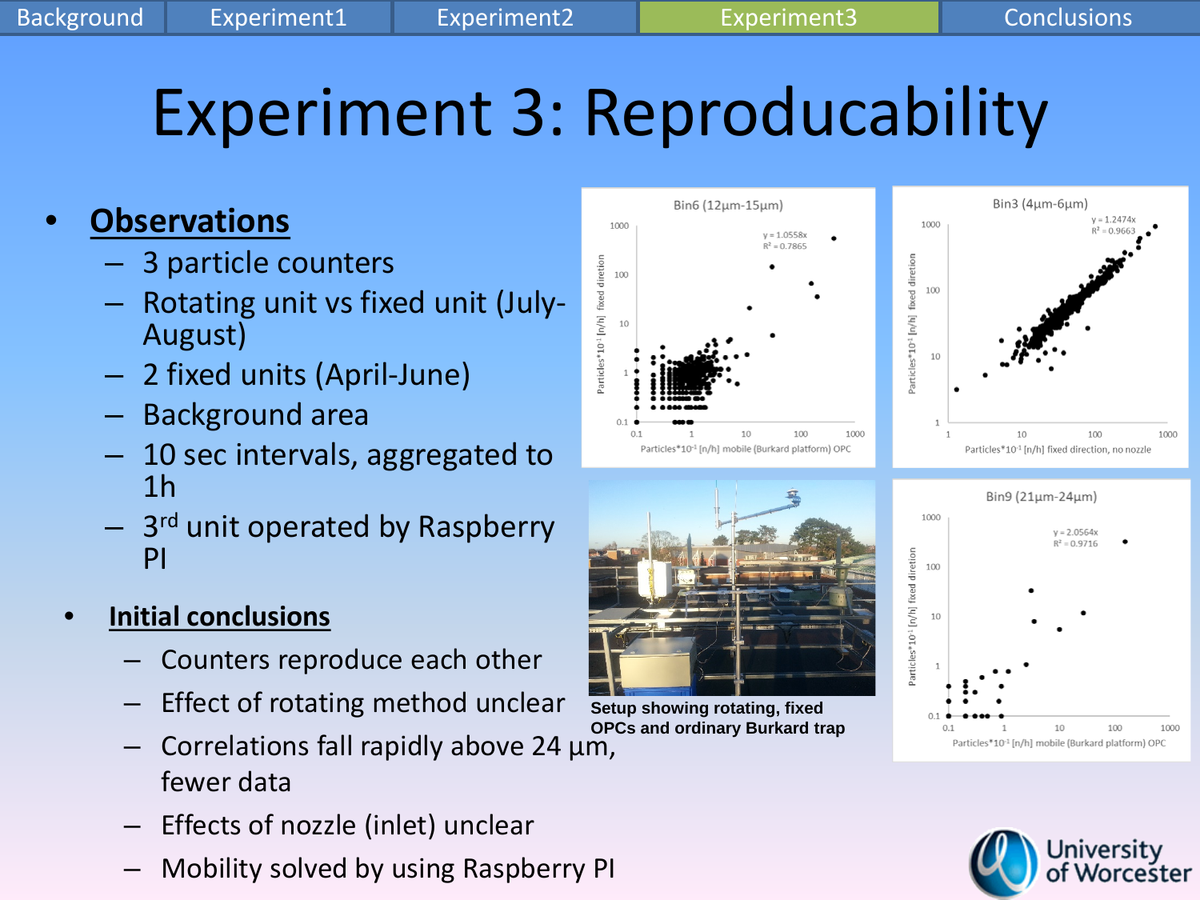# Experiment 3: Reproducability

- **Observations**
  - 3 particle counters
  - Rotating unit vs fixed unit (July-August)
  - 2 fixed units (April-June)
  - Background area
  - 10 sec intervals, aggregated to 1h
  - 3rd unit operated by Raspberry PI

- **Initial conclusions**
  - Counters reproduce each other
  - Effect of rotating method unclear
  - Correlations fall rapidly above 24 µm, fewer data
  - Effects of nozzle (inlet) unclear
  - Mobility solved by using Raspberry PI

Setup showing rotating, fixed OPCs and ordinary Burkard trap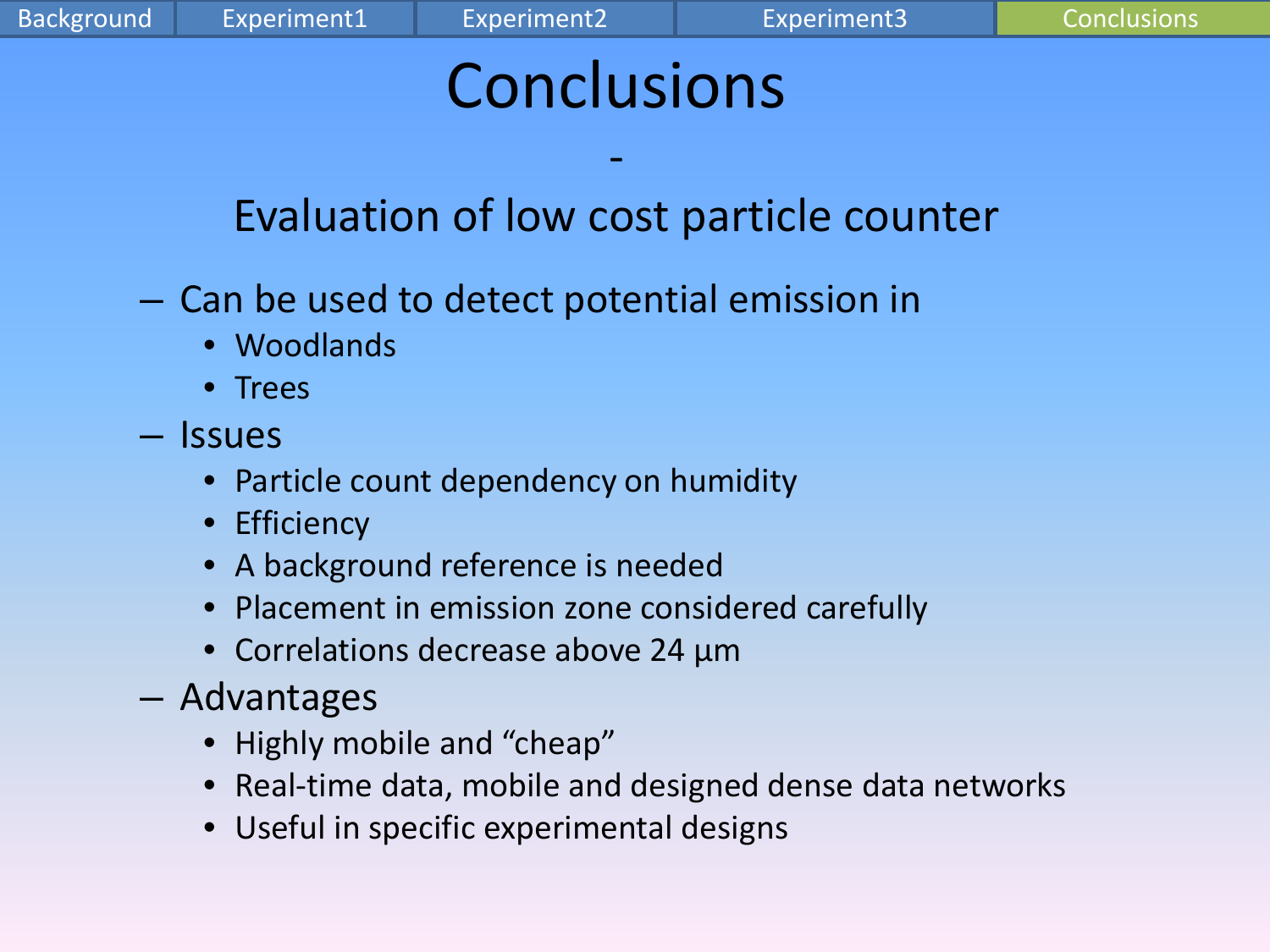# Conclusions

-

## Evaluation of low cost particle counter

- Can be used to detect potential emission in
  - Woodlands
  - Trees
- Issues
  - Particle count dependency on humidity
  - Efficiency
  - A background reference is needed
  - Placement in emission zone considered carefully
  - Correlations decrease above 24 µm
- Advantages
  - Highly mobile and "cheap"
  - Real-time data, mobile and designed dense data networks
  - Useful in specific experimental designs